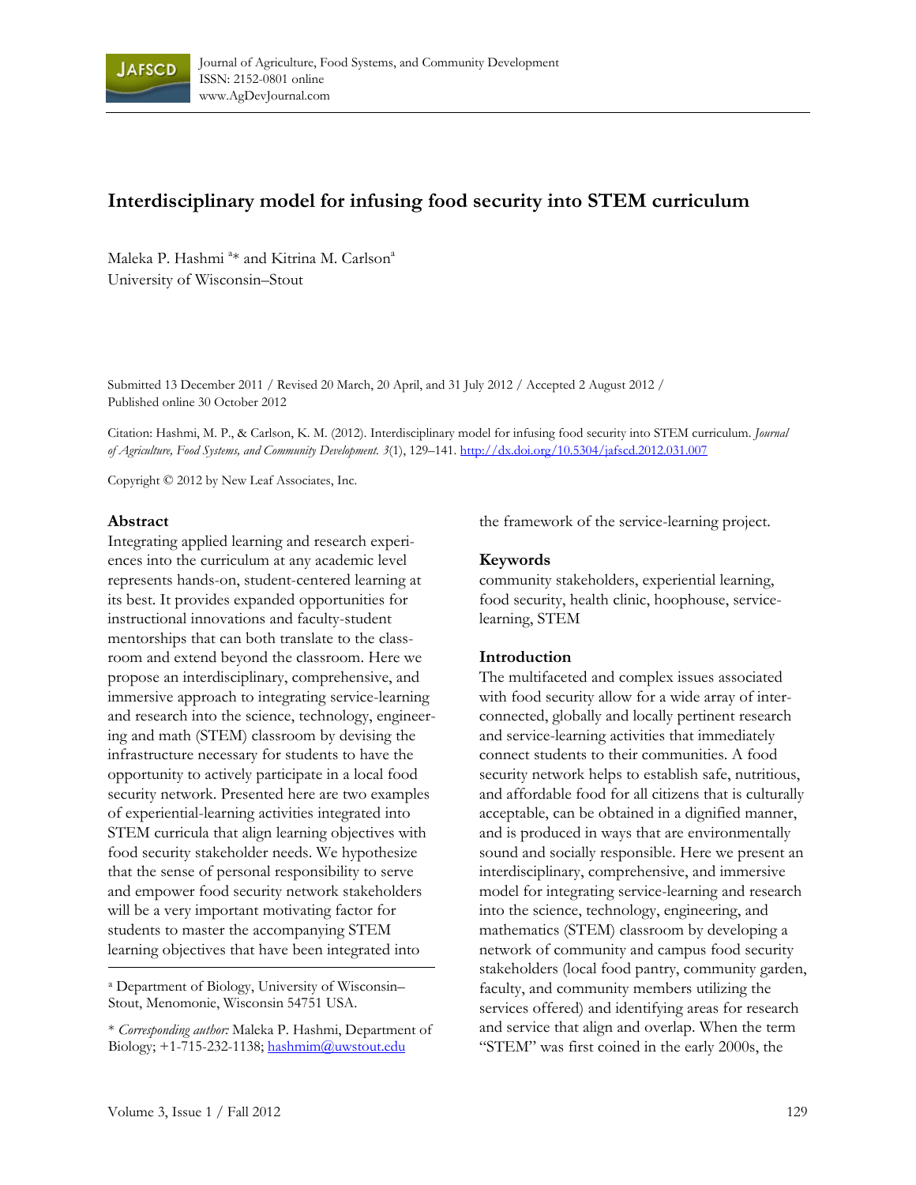Journal of Agriculture, Food Systems, and Community Development
ISSN: 2152-0801 online
www.AgDevJournal.com

# Interdisciplinary model for infusing food security into STEM curriculum

Maleka P. Hashmi [a]* and Kitrina M. Carlson[a]
University of Wisconsin–Stout

Submitted 13 December 2011 / Revised 20 March, 20 April, and 31 July 2012 / Accepted 2 August 2012 / Published online 30 October 2012

Citation: Hashmi, M. P., & Carlson, K. M. (2012). Interdisciplinary model for infusing food security into STEM curriculum. *Journal of Agriculture, Food Systems, and Community Development. 3*(1), 129–141. http://dx.doi.org/10.5304/jafscd.2012.031.007

Copyright © 2012 by New Leaf Associates, Inc.

## Abstract

Integrating applied learning and research experiences into the curriculum at any academic level represents hands-on, student-centered learning at its best. It provides expanded opportunities for instructional innovations and faculty-student mentorships that can both translate to the classroom and extend beyond the classroom. Here we propose an interdisciplinary, comprehensive, and immersive approach to integrating service-learning and research into the science, technology, engineering and math (STEM) classroom by devising the infrastructure necessary for students to have the opportunity to actively participate in a local food security network. Presented here are two examples of experiential-learning activities integrated into STEM curricula that align learning objectives with food security stakeholder needs. We hypothesize that the sense of personal responsibility to serve and empower food security network stakeholders will be a very important motivating factor for students to master the accompanying STEM learning objectives that have been integrated into the framework of the service-learning project.

## Keywords

community stakeholders, experiential learning, food security, health clinic, hoophouse, service-learning, STEM

## Introduction

The multifaceted and complex issues associated with food security allow for a wide array of interconnected, globally and locally pertinent research and service-learning activities that immediately connect students to their communities. A food security network helps to establish safe, nutritious, and affordable food for all citizens that is culturally acceptable, can be obtained in a dignified manner, and is produced in ways that are environmentally sound and socially responsible. Here we present an interdisciplinary, comprehensive, and immersive model for integrating service-learning and research into the science, technology, engineering, and mathematics (STEM) classroom by developing a network of community and campus food security stakeholders (local food pantry, community garden, faculty, and community members utilizing the services offered) and identifying areas for research and service that align and overlap. When the term "STEM" was first coined in the early 2000s, the

---

[a] Department of Biology, University of Wisconsin–Stout, Menomonie, Wisconsin 54751 USA.

\* *Corresponding author:* Maleka P. Hashmi, Department of Biology; +1-715-232-1138; hashmim@uwstout.edu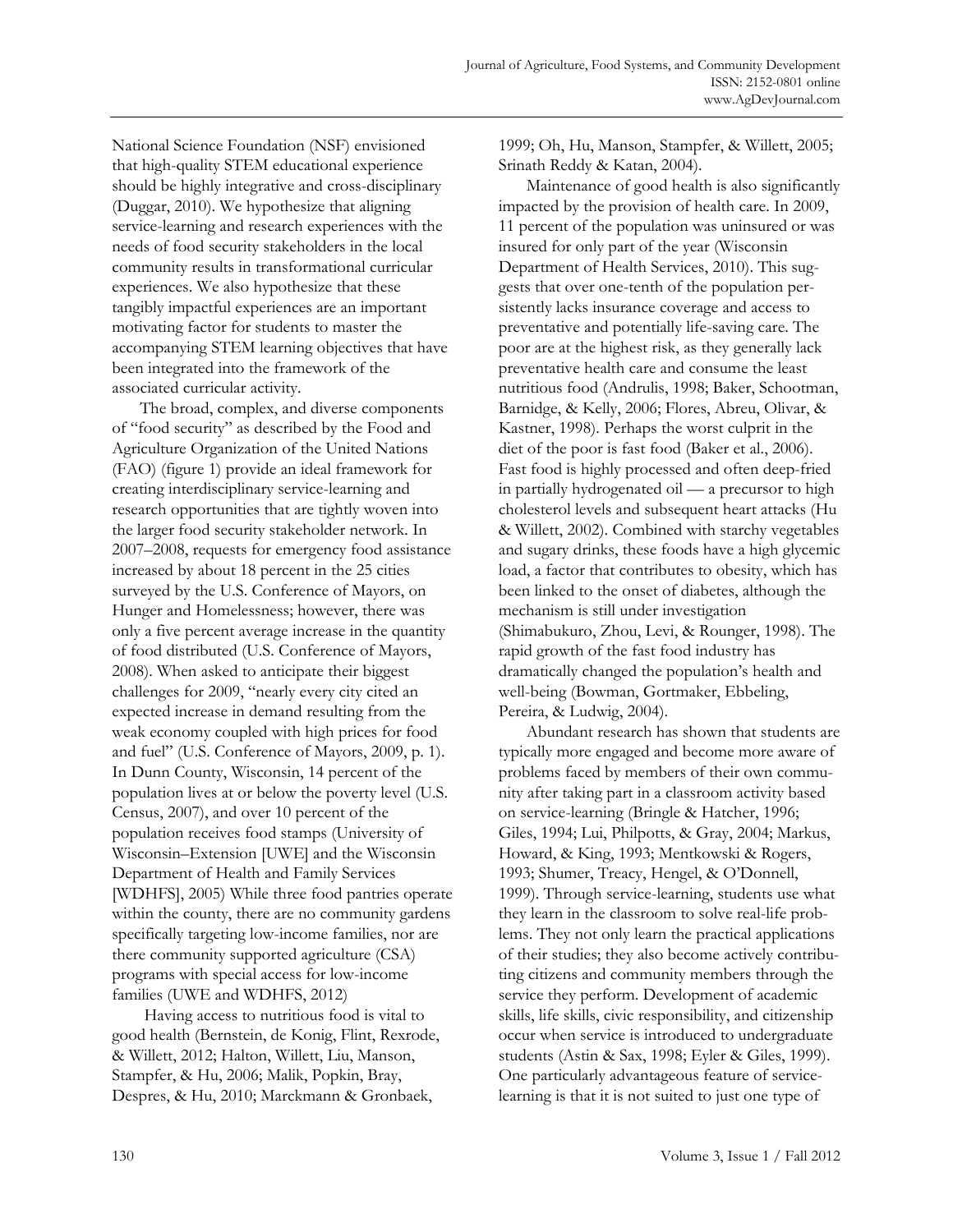National Science Foundation (NSF) envisioned that high-quality STEM educational experience should be highly integrative and cross-disciplinary (Duggar, 2010). We hypothesize that aligning service-learning and research experiences with the needs of food security stakeholders in the local community results in transformational curricular experiences. We also hypothesize that these tangibly impactful experiences are an important motivating factor for students to master the accompanying STEM learning objectives that have been integrated into the framework of the associated curricular activity.

The broad, complex, and diverse components of "food security" as described by the Food and Agriculture Organization of the United Nations (FAO) (figure 1) provide an ideal framework for creating interdisciplinary service-learning and research opportunities that are tightly woven into the larger food security stakeholder network. In 2007–2008, requests for emergency food assistance increased by about 18 percent in the 25 cities surveyed by the U.S. Conference of Mayors, on Hunger and Homelessness; however, there was only a five percent average increase in the quantity of food distributed (U.S. Conference of Mayors, 2008). When asked to anticipate their biggest challenges for 2009, "nearly every city cited an expected increase in demand resulting from the weak economy coupled with high prices for food and fuel" (U.S. Conference of Mayors, 2009, p. 1). In Dunn County, Wisconsin, 14 percent of the population lives at or below the poverty level (U.S. Census, 2007), and over 10 percent of the population receives food stamps (University of Wisconsin–Extension [UWE] and the Wisconsin Department of Health and Family Services [WDHFS], 2005) While three food pantries operate within the county, there are no community gardens specifically targeting low-income families, nor are there community supported agriculture (CSA) programs with special access for low-income families (UWE and WDHFS, 2012)

Having access to nutritious food is vital to good health (Bernstein, de Konig, Flint, Rexrode, & Willett, 2012; Halton, Willett, Liu, Manson, Stampfer, & Hu, 2006; Malik, Popkin, Bray, Despres, & Hu, 2010; Marckmann & Gronbaek, 1999; Oh, Hu, Manson, Stampfer, & Willett, 2005; Srinath Reddy & Katan, 2004).

Maintenance of good health is also significantly impacted by the provision of health care. In 2009, 11 percent of the population was uninsured or was insured for only part of the year (Wisconsin Department of Health Services, 2010). This suggests that over one-tenth of the population persistently lacks insurance coverage and access to preventative and potentially life-saving care. The poor are at the highest risk, as they generally lack preventative health care and consume the least nutritious food (Andrulis, 1998; Baker, Schootman, Barnidge, & Kelly, 2006; Flores, Abreu, Olivar, & Kastner, 1998). Perhaps the worst culprit in the diet of the poor is fast food (Baker et al., 2006). Fast food is highly processed and often deep-fried in partially hydrogenated oil — a precursor to high cholesterol levels and subsequent heart attacks (Hu & Willett, 2002). Combined with starchy vegetables and sugary drinks, these foods have a high glycemic load, a factor that contributes to obesity, which has been linked to the onset of diabetes, although the mechanism is still under investigation (Shimabukuro, Zhou, Levi, & Rounger, 1998). The rapid growth of the fast food industry has dramatically changed the population's health and well-being (Bowman, Gortmaker, Ebbeling, Pereira, & Ludwig, 2004).

Abundant research has shown that students are typically more engaged and become more aware of problems faced by members of their own community after taking part in a classroom activity based on service-learning (Bringle & Hatcher, 1996; Giles, 1994; Lui, Philpotts, & Gray, 2004; Markus, Howard, & King, 1993; Mentkowski & Rogers, 1993; Shumer, Treacy, Hengel, & O'Donnell, 1999). Through service-learning, students use what they learn in the classroom to solve real-life problems. They not only learn the practical applications of their studies; they also become actively contributing citizens and community members through the service they perform. Development of academic skills, life skills, civic responsibility, and citizenship occur when service is introduced to undergraduate students (Astin & Sax, 1998; Eyler & Giles, 1999). One particularly advantageous feature of service-learning is that it is not suited to just one type of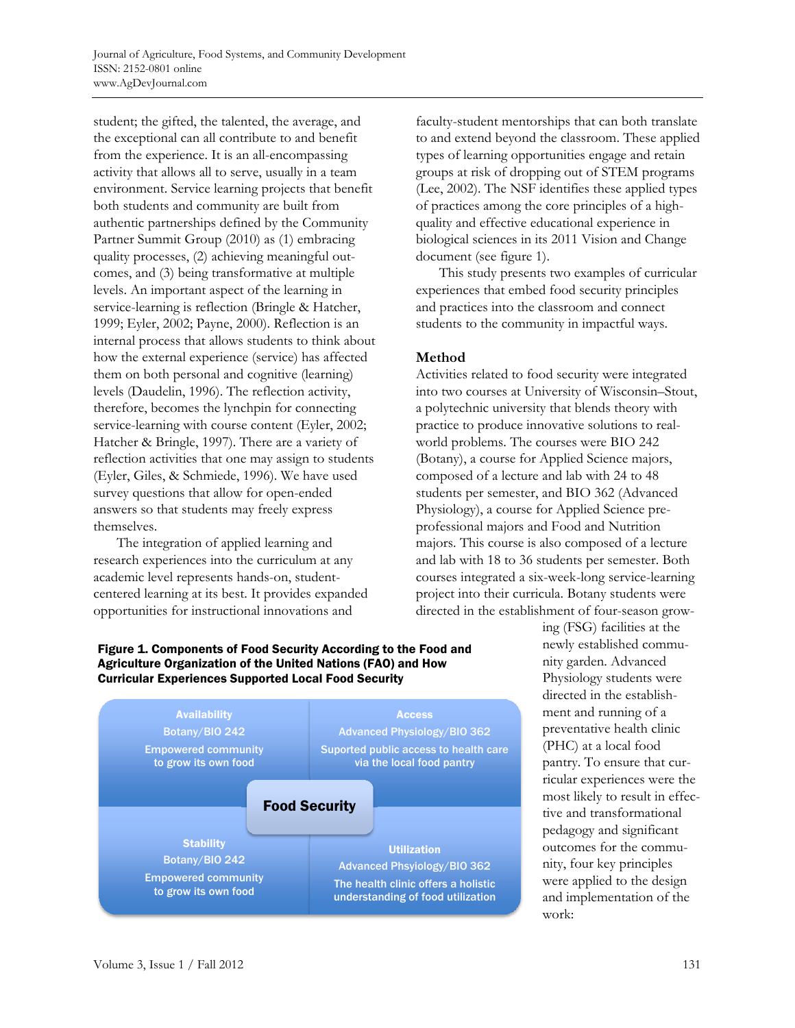student; the gifted, the talented, the average, and the exceptional can all contribute to and benefit from the experience. It is an all-encompassing activity that allows all to serve, usually in a team environment. Service learning projects that benefit both students and community are built from authentic partnerships defined by the Community Partner Summit Group (2010) as (1) embracing quality processes, (2) achieving meaningful outcomes, and (3) being transformative at multiple levels. An important aspect of the learning in service-learning is reflection (Bringle & Hatcher, 1999; Eyler, 2002; Payne, 2000). Reflection is an internal process that allows students to think about how the external experience (service) has affected them on both personal and cognitive (learning) levels (Daudelin, 1996). The reflection activity, therefore, becomes the lynchpin for connecting service-learning with course content (Eyler, 2002; Hatcher & Bringle, 1997). There are a variety of reflection activities that one may assign to students (Eyler, Giles, & Schmiede, 1996). We have used survey questions that allow for open-ended answers so that students may freely express themselves.

The integration of applied learning and research experiences into the curriculum at any academic level represents hands-on, student-centered learning at its best. It provides expanded opportunities for instructional innovations and faculty-student mentorships that can both translate to and extend beyond the classroom. These applied types of learning opportunities engage and retain groups at risk of dropping out of STEM programs (Lee, 2002). The NSF identifies these applied types of practices among the core principles of a high-quality and effective educational experience in biological sciences in its 2011 Vision and Change document (see figure 1).

This study presents two examples of curricular experiences that embed food security principles and practices into the classroom and connect students to the community in impactful ways.

## Method

Activities related to food security were integrated into two courses at University of Wisconsin–Stout, a polytechnic university that blends theory with practice to produce innovative solutions to real-world problems. The courses were BIO 242 (Botany), a course for Applied Science majors, composed of a lecture and lab with 24 to 48 students per semester, and BIO 362 (Advanced Physiology), a course for Applied Science pre-professional majors and Food and Nutrition majors. This course is also composed of a lecture and lab with 18 to 36 students per semester. Both courses integrated a six-week-long service-learning project into their curricula. Botany students were directed in the establishment of four-season growing (FSG) facilities at the newly established community garden. Advanced Physiology students were directed in the establishment and running of a preventative health clinic (PHC) at a local food pantry. To ensure that curricular experiences were the most likely to result in effective and transformational pedagogy and significant outcomes for the community, four key principles were applied to the design and implementation of the work:

**Figure 1. Components of Food Security According to the Food and Agriculture Organization of the United Nations (FAO) and How Curricular Experiences Supported Local Food Security**

| Availability<br>Botany/BIO 242<br>Empowered community to grow its own food | Access<br>Advanced Physiology/BIO 362<br>Suported public access to health care via the local food pantry |
|---|---|
| **Food Security** | |
| Stability<br>Botany/BIO 242<br>Empowered community to grow its own food | Utilization<br>Advanced Phsyiology/BIO 362<br>The health clinic offers a holistic understanding of food utilization |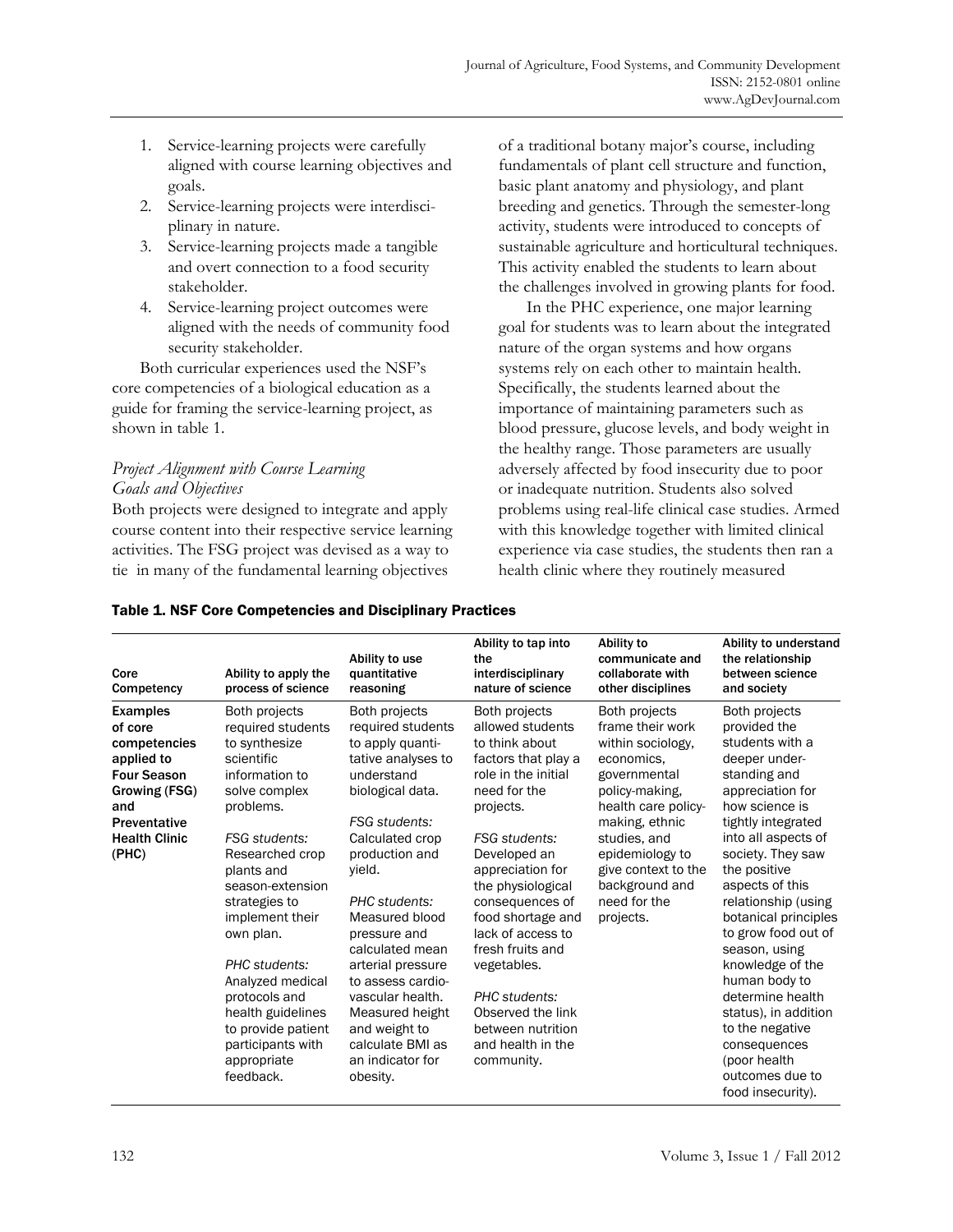1. Service-learning projects were carefully aligned with course learning objectives and goals.
2. Service-learning projects were interdisciplinary in nature.
3. Service-learning projects made a tangible and overt connection to a food security stakeholder.
4. Service-learning project outcomes were aligned with the needs of community food security stakeholder.

Both curricular experiences used the NSF's core competencies of a biological education as a guide for framing the service-learning project, as shown in table 1.

### *Project Alignment with Course Learning Goals and Objectives*

Both projects were designed to integrate and apply course content into their respective service learning activities. The FSG project was devised as a way to tie in many of the fundamental learning objectives of a traditional botany major's course, including fundamentals of plant cell structure and function, basic plant anatomy and physiology, and plant breeding and genetics. Through the semester-long activity, students were introduced to concepts of sustainable agriculture and horticultural techniques. This activity enabled the students to learn about the challenges involved in growing plants for food.

In the PHC experience, one major learning goal for students was to learn about the integrated nature of the organ systems and how organs systems rely on each other to maintain health. Specifically, the students learned about the importance of maintaining parameters such as blood pressure, glucose levels, and body weight in the healthy range. Those parameters are usually adversely affected by food insecurity due to poor or inadequate nutrition. Students also solved problems using real-life clinical case studies. Armed with this knowledge together with limited clinical experience via case studies, the students then ran a health clinic where they routinely measured

**Table 1. NSF Core Competencies and Disciplinary Practices**

| Core Competency | Ability to apply the process of science | Ability to use quantitative reasoning | Ability to tap into the interdisciplinary nature of science | Ability to communicate and collaborate with other disciplines | Ability to understand the relationship between science and society |
|---|---|---|---|---|---|
| **Examples of core competencies applied to Four Season Growing (FSG) and Preventative Health Clinic (PHC)** | Both projects required students to synthesize scientific information to solve complex problems.<br><br>*FSG students:* Researched crop plants and season-extension strategies to implement their own plan.<br><br>*PHC students:* Analyzed medical protocols and health guidelines to provide patient participants with appropriate feedback. | Both projects required students to apply quantitative analyses to understand biological data.<br><br>*FSG students:* Calculated crop production and yield.<br><br>*PHC students:* Measured blood pressure and calculated mean arterial pressure to assess cardiovascular health. Measured height and weight to calculate BMI as an indicator for obesity. | Both projects allowed students to think about factors that play a role in the initial need for the projects.<br><br>*FSG students:* Developed an appreciation for the physiological consequences of food shortage and lack of access to fresh fruits and vegetables.<br><br>*PHC students:* Observed the link between nutrition and health in the community. | Both projects frame their work within sociology, economics, governmental policy-making, health care policy-making, ethnic studies, and epidemiology to give context to the background and need for the projects. | Both projects provided the students with a deeper understanding and appreciation for how science is tightly integrated into all aspects of society. They saw the positive aspects of this relationship (using botanical principles to grow food out of season, using knowledge of the human body to determine health status), in addition to the negative consequences (poor health outcomes due to food insecurity). |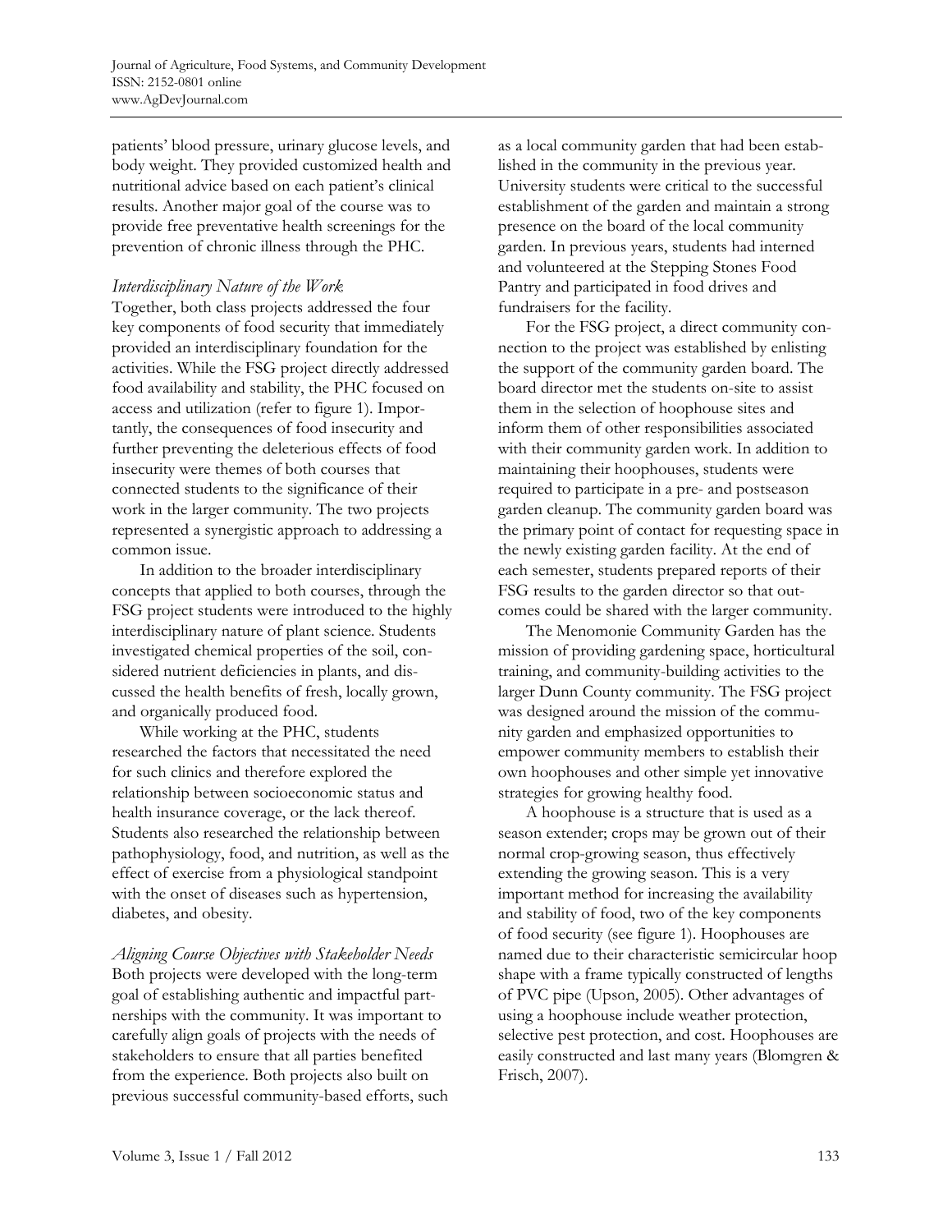patients' blood pressure, urinary glucose levels, and body weight. They provided customized health and nutritional advice based on each patient's clinical results. Another major goal of the course was to provide free preventative health screenings for the prevention of chronic illness through the PHC.

### *Interdisciplinary Nature of the Work*

Together, both class projects addressed the four key components of food security that immediately provided an interdisciplinary foundation for the activities. While the FSG project directly addressed food availability and stability, the PHC focused on access and utilization (refer to figure 1). Importantly, the consequences of food insecurity and further preventing the deleterious effects of food insecurity were themes of both courses that connected students to the significance of their work in the larger community. The two projects represented a synergistic approach to addressing a common issue.

In addition to the broader interdisciplinary concepts that applied to both courses, through the FSG project students were introduced to the highly interdisciplinary nature of plant science. Students investigated chemical properties of the soil, considered nutrient deficiencies in plants, and discussed the health benefits of fresh, locally grown, and organically produced food.

While working at the PHC, students researched the factors that necessitated the need for such clinics and therefore explored the relationship between socioeconomic status and health insurance coverage, or the lack thereof. Students also researched the relationship between pathophysiology, food, and nutrition, as well as the effect of exercise from a physiological standpoint with the onset of diseases such as hypertension, diabetes, and obesity.

### *Aligning Course Objectives with Stakeholder Needs*

Both projects were developed with the long-term goal of establishing authentic and impactful partnerships with the community. It was important to carefully align goals of projects with the needs of stakeholders to ensure that all parties benefited from the experience. Both projects also built on previous successful community-based efforts, such as a local community garden that had been established in the community in the previous year. University students were critical to the successful establishment of the garden and maintain a strong presence on the board of the local community garden. In previous years, students had interned and volunteered at the Stepping Stones Food Pantry and participated in food drives and fundraisers for the facility.

For the FSG project, a direct community connection to the project was established by enlisting the support of the community garden board. The board director met the students on-site to assist them in the selection of hoophouse sites and inform them of other responsibilities associated with their community garden work. In addition to maintaining their hoophouses, students were required to participate in a pre- and postseason garden cleanup. The community garden board was the primary point of contact for requesting space in the newly existing garden facility. At the end of each semester, students prepared reports of their FSG results to the garden director so that outcomes could be shared with the larger community.

The Menomonie Community Garden has the mission of providing gardening space, horticultural training, and community-building activities to the larger Dunn County community. The FSG project was designed around the mission of the community garden and emphasized opportunities to empower community members to establish their own hoophouses and other simple yet innovative strategies for growing healthy food.

A hoophouse is a structure that is used as a season extender; crops may be grown out of their normal crop-growing season, thus effectively extending the growing season. This is a very important method for increasing the availability and stability of food, two of the key components of food security (see figure 1). Hoophouses are named due to their characteristic semicircular hoop shape with a frame typically constructed of lengths of PVC pipe (Upson, 2005). Other advantages of using a hoophouse include weather protection, selective pest protection, and cost. Hoophouses are easily constructed and last many years (Blomgren & Frisch, 2007).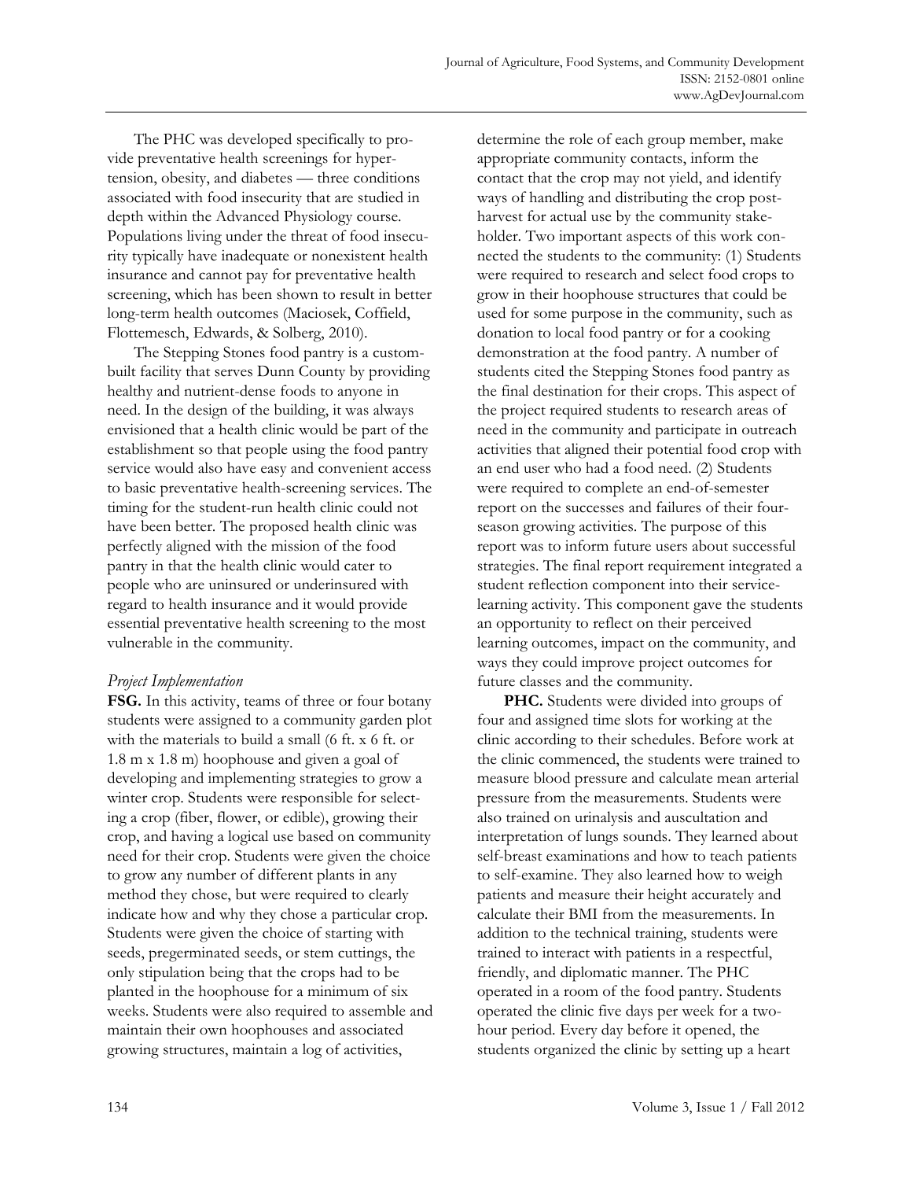The PHC was developed specifically to provide preventative health screenings for hypertension, obesity, and diabetes — three conditions associated with food insecurity that are studied in depth within the Advanced Physiology course. Populations living under the threat of food insecurity typically have inadequate or nonexistent health insurance and cannot pay for preventative health screening, which has been shown to result in better long-term health outcomes (Maciosek, Coffield, Flottemesch, Edwards, & Solberg, 2010).

The Stepping Stones food pantry is a custom-built facility that serves Dunn County by providing healthy and nutrient-dense foods to anyone in need. In the design of the building, it was always envisioned that a health clinic would be part of the establishment so that people using the food pantry service would also have easy and convenient access to basic preventative health-screening services. The timing for the student-run health clinic could not have been better. The proposed health clinic was perfectly aligned with the mission of the food pantry in that the health clinic would cater to people who are uninsured or underinsured with regard to health insurance and it would provide essential preventative health screening to the most vulnerable in the community.

### *Project Implementation*

**FSG.** In this activity, teams of three or four botany students were assigned to a community garden plot with the materials to build a small (6 ft. x 6 ft. or 1.8 m x 1.8 m) hoophouse and given a goal of developing and implementing strategies to grow a winter crop. Students were responsible for selecting a crop (fiber, flower, or edible), growing their crop, and having a logical use based on community need for their crop. Students were given the choice to grow any number of different plants in any method they chose, but were required to clearly indicate how and why they chose a particular crop. Students were given the choice of starting with seeds, pregerminated seeds, or stem cuttings, the only stipulation being that the crops had to be planted in the hoophouse for a minimum of six weeks. Students were also required to assemble and maintain their own hoophouses and associated growing structures, maintain a log of activities, determine the role of each group member, make appropriate community contacts, inform the contact that the crop may not yield, and identify ways of handling and distributing the crop post-harvest for actual use by the community stakeholder. Two important aspects of this work connected the students to the community: (1) Students were required to research and select food crops to grow in their hoophouse structures that could be used for some purpose in the community, such as donation to local food pantry or for a cooking demonstration at the food pantry. A number of students cited the Stepping Stones food pantry as the final destination for their crops. This aspect of the project required students to research areas of need in the community and participate in outreach activities that aligned their potential food crop with an end user who had a food need. (2) Students were required to complete an end-of-semester report on the successes and failures of their four-season growing activities. The purpose of this report was to inform future users about successful strategies. The final report requirement integrated a student reflection component into their service-learning activity. This component gave the students an opportunity to reflect on their perceived learning outcomes, impact on the community, and ways they could improve project outcomes for future classes and the community.

**PHC.** Students were divided into groups of four and assigned time slots for working at the clinic according to their schedules. Before work at the clinic commenced, the students were trained to measure blood pressure and calculate mean arterial pressure from the measurements. Students were also trained on urinalysis and auscultation and interpretation of lungs sounds. They learned about self-breast examinations and how to teach patients to self-examine. They also learned how to weigh patients and measure their height accurately and calculate their BMI from the measurements. In addition to the technical training, students were trained to interact with patients in a respectful, friendly, and diplomatic manner. The PHC operated in a room of the food pantry. Students operated the clinic five days per week for a two-hour period. Every day before it opened, the students organized the clinic by setting up a heart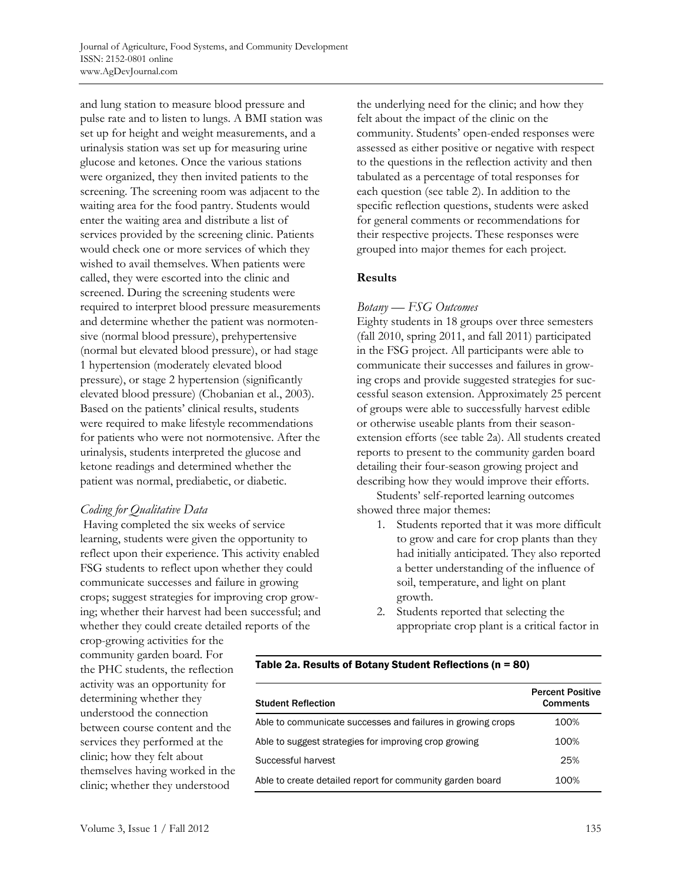and lung station to measure blood pressure and pulse rate and to listen to lungs. A BMI station was set up for height and weight measurements, and a urinalysis station was set up for measuring urine glucose and ketones. Once the various stations were organized, they then invited patients to the screening. The screening room was adjacent to the waiting area for the food pantry. Students would enter the waiting area and distribute a list of services provided by the screening clinic. Patients would check one or more services of which they wished to avail themselves. When patients were called, they were escorted into the clinic and screened. During the screening students were required to interpret blood pressure measurements and determine whether the patient was normotensive (normal blood pressure), prehypertensive (normal but elevated blood pressure), or had stage 1 hypertension (moderately elevated blood pressure), or stage 2 hypertension (significantly elevated blood pressure) (Chobanian et al., 2003). Based on the patients' clinical results, students were required to make lifestyle recommendations for patients who were not normotensive. After the urinalysis, students interpreted the glucose and ketone readings and determined whether the patient was normal, prediabetic, or diabetic.

### *Coding for Qualitative Data*

Having completed the six weeks of service learning, students were given the opportunity to reflect upon their experience. This activity enabled FSG students to reflect upon whether they could communicate successes and failure in growing crops; suggest strategies for improving crop growing; whether their harvest had been successful; and whether they could create detailed reports of the crop-growing activities for the community garden board. For the PHC students, the reflection activity was an opportunity for determining whether they understood the connection between course content and the services they performed at the clinic; how they felt about themselves having worked in the clinic; whether they understood the underlying need for the clinic; and how they felt about the impact of the clinic on the community. Students' open-ended responses were assessed as either positive or negative with respect to the questions in the reflection activity and then tabulated as a percentage of total responses for each question (see table 2). In addition to the specific reflection questions, students were asked for general comments or recommendations for their respective projects. These responses were grouped into major themes for each project.

## Results

### *Botany — FSG Outcomes*

Eighty students in 18 groups over three semesters (fall 2010, spring 2011, and fall 2011) participated in the FSG project. All participants were able to communicate their successes and failures in growing crops and provide suggested strategies for successful season extension. Approximately 25 percent of groups were able to successfully harvest edible or otherwise useable plants from their season-extension efforts (see table 2a). All students created reports to present to the community garden board detailing their four-season growing project and describing how they would improve their efforts.

Students' self-reported learning outcomes showed three major themes:

1. Students reported that it was more difficult to grow and care for crop plants than they had initially anticipated. They also reported a better understanding of the influence of soil, temperature, and light on plant growth.
2. Students reported that selecting the appropriate crop plant is a critical factor in

**Table 2a. Results of Botany Student Reflections (n = 80)**

| Student Reflection | Percent Positive Comments |
|---|---|
| Able to communicate successes and failures in growing crops | 100% |
| Able to suggest strategies for improving crop growing | 100% |
| Successful harvest | 25% |
| Able to create detailed report for community garden board | 100% |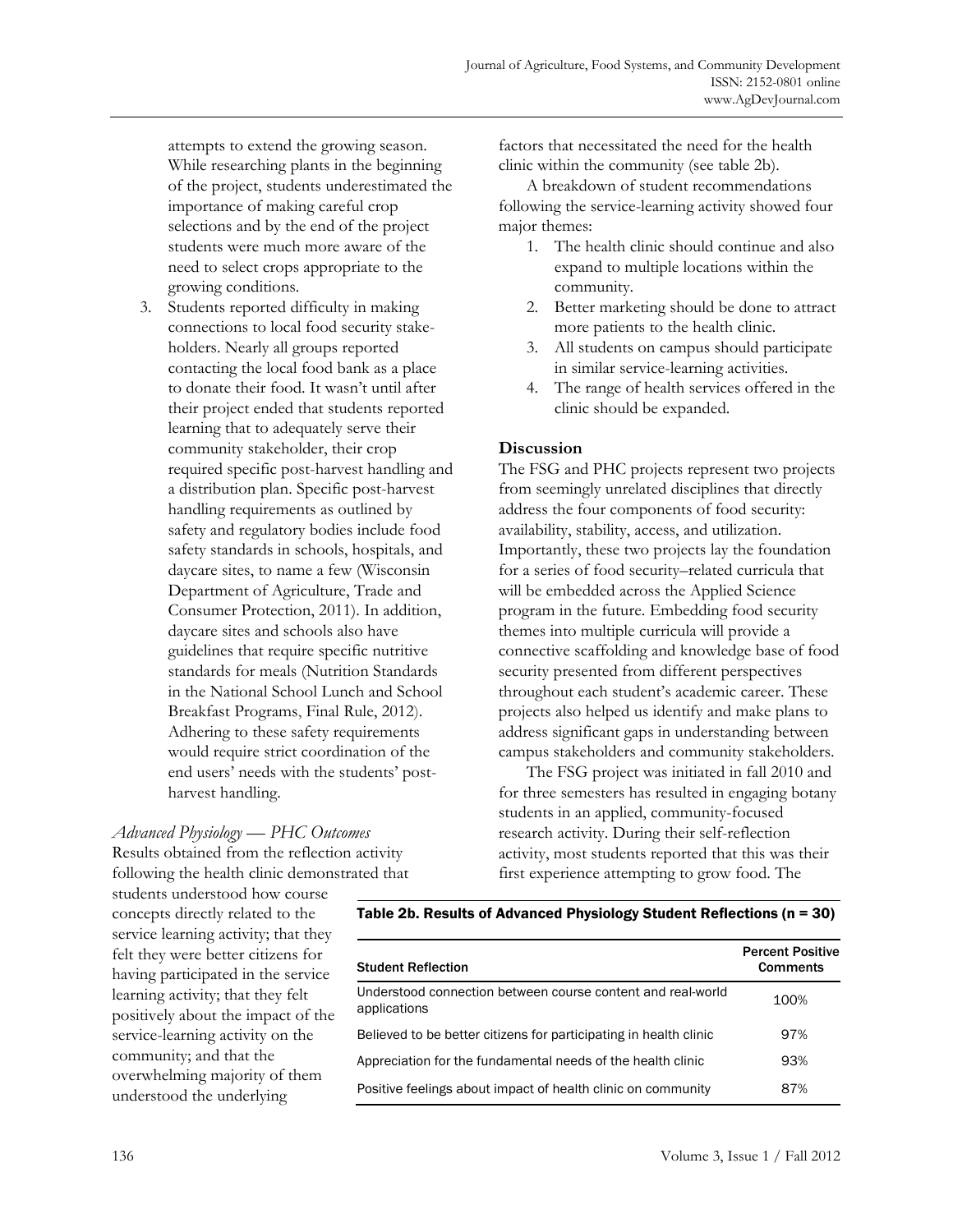attempts to extend the growing season. While researching plants in the beginning of the project, students underestimated the importance of making careful crop selections and by the end of the project students were much more aware of the need to select crops appropriate to the growing conditions.

3. Students reported difficulty in making connections to local food security stake-holders. Nearly all groups reported contacting the local food bank as a place to donate their food. It wasn't until after their project ended that students reported learning that to adequately serve their community stakeholder, their crop required specific post-harvest handling and a distribution plan. Specific post-harvest handling requirements as outlined by safety and regulatory bodies include food safety standards in schools, hospitals, and daycare sites, to name a few (Wisconsin Department of Agriculture, Trade and Consumer Protection, 2011). In addition, daycare sites and schools also have guidelines that require specific nutritive standards for meals (Nutrition Standards in the National School Lunch and School Breakfast Programs, Final Rule, 2012). Adhering to these safety requirements would require strict coordination of the end users' needs with the students' post-harvest handling.

*Advanced Physiology — PHC Outcomes*

Results obtained from the reflection activity following the health clinic demonstrated that students understood how course concepts directly related to the service learning activity; that they felt they were better citizens for having participated in the service learning activity; that they felt positively about the impact of the service-learning activity on the community; and that the overwhelming majority of them understood the underlying factors that necessitated the need for the health clinic within the community (see table 2b).

**Table 2b. Results of Advanced Physiology Student Reflections (n = 30)**

| Student Reflection | Percent Positive Comments |
|---|---|
| Understood connection between course content and real-world applications | 100% |
| Believed to be better citizens for participating in health clinic | 97% |
| Appreciation for the fundamental needs of the health clinic | 93% |
| Positive feelings about impact of health clinic on community | 87% |

A breakdown of student recommendations following the service-learning activity showed four major themes:

1. The health clinic should continue and also expand to multiple locations within the community.
2. Better marketing should be done to attract more patients to the health clinic.
3. All students on campus should participate in similar service-learning activities.
4. The range of health services offered in the clinic should be expanded.

## Discussion

The FSG and PHC projects represent two projects from seemingly unrelated disciplines that directly address the four components of food security: availability, stability, access, and utilization. Importantly, these two projects lay the foundation for a series of food security–related curricula that will be embedded across the Applied Science program in the future. Embedding food security themes into multiple curricula will provide a connective scaffolding and knowledge base of food security presented from different perspectives throughout each student's academic career. These projects also helped us identify and make plans to address significant gaps in understanding between campus stakeholders and community stakeholders.

The FSG project was initiated in fall 2010 and for three semesters has resulted in engaging botany students in an applied, community-focused research activity. During their self-reflection activity, most students reported that this was their first experience attempting to grow food. The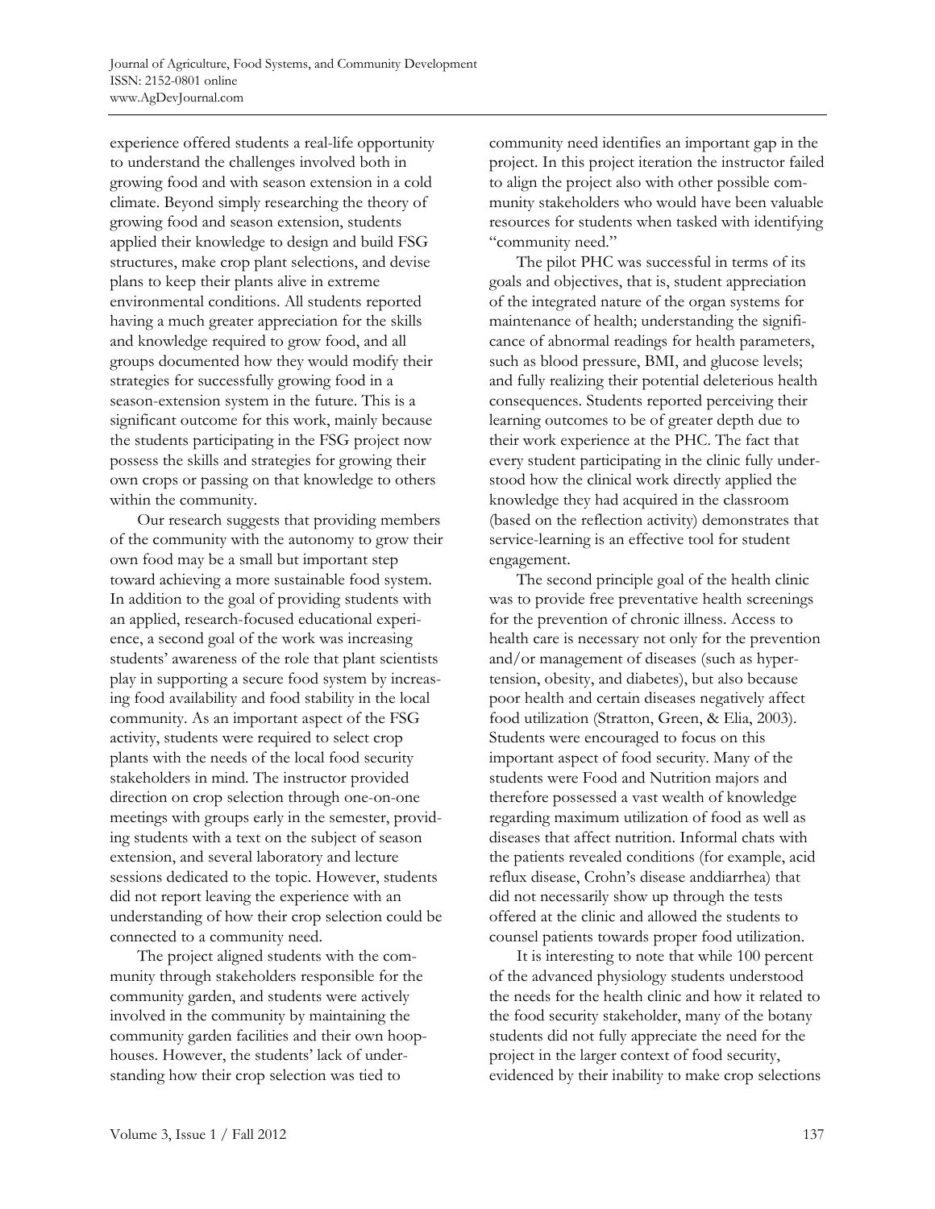experience offered students a real-life opportunity to understand the challenges involved both in growing food and with season extension in a cold climate. Beyond simply researching the theory of growing food and season extension, students applied their knowledge to design and build FSG structures, make crop plant selections, and devise plans to keep their plants alive in extreme environmental conditions. All students reported having a much greater appreciation for the skills and knowledge required to grow food, and all groups documented how they would modify their strategies for successfully growing food in a season-extension system in the future. This is a significant outcome for this work, mainly because the students participating in the FSG project now possess the skills and strategies for growing their own crops or passing on that knowledge to others within the community.

Our research suggests that providing members of the community with the autonomy to grow their own food may be a small but important step toward achieving a more sustainable food system. In addition to the goal of providing students with an applied, research-focused educational experience, a second goal of the work was increasing students' awareness of the role that plant scientists play in supporting a secure food system by increasing food availability and food stability in the local community. As an important aspect of the FSG activity, students were required to select crop plants with the needs of the local food security stakeholders in mind. The instructor provided direction on crop selection through one-on-one meetings with groups early in the semester, providing students with a text on the subject of season extension, and several laboratory and lecture sessions dedicated to the topic. However, students did not report leaving the experience with an understanding of how their crop selection could be connected to a community need.

The project aligned students with the community through stakeholders responsible for the community garden, and students were actively involved in the community by maintaining the community garden facilities and their own hoophouses. However, the students' lack of understanding how their crop selection was tied to community need identifies an important gap in the project. In this project iteration the instructor failed to align the project also with other possible community stakeholders who would have been valuable resources for students when tasked with identifying "community need."

The pilot PHC was successful in terms of its goals and objectives, that is, student appreciation of the integrated nature of the organ systems for maintenance of health; understanding the significance of abnormal readings for health parameters, such as blood pressure, BMI, and glucose levels; and fully realizing their potential deleterious health consequences. Students reported perceiving their learning outcomes to be of greater depth due to their work experience at the PHC. The fact that every student participating in the clinic fully understood how the clinical work directly applied the knowledge they had acquired in the classroom (based on the reflection activity) demonstrates that service-learning is an effective tool for student engagement.

The second principle goal of the health clinic was to provide free preventative health screenings for the prevention of chronic illness. Access to health care is necessary not only for the prevention and/or management of diseases (such as hypertension, obesity, and diabetes), but also because poor health and certain diseases negatively affect food utilization (Stratton, Green, & Elia, 2003). Students were encouraged to focus on this important aspect of food security. Many of the students were Food and Nutrition majors and therefore possessed a vast wealth of knowledge regarding maximum utilization of food as well as diseases that affect nutrition. Informal chats with the patients revealed conditions (for example, acid reflux disease, Crohn's disease anddiarrhea) that did not necessarily show up through the tests offered at the clinic and allowed the students to counsel patients towards proper food utilization.

It is interesting to note that while 100 percent of the advanced physiology students understood the needs for the health clinic and how it related to the food security stakeholder, many of the botany students did not fully appreciate the need for the project in the larger context of food security, evidenced by their inability to make crop selections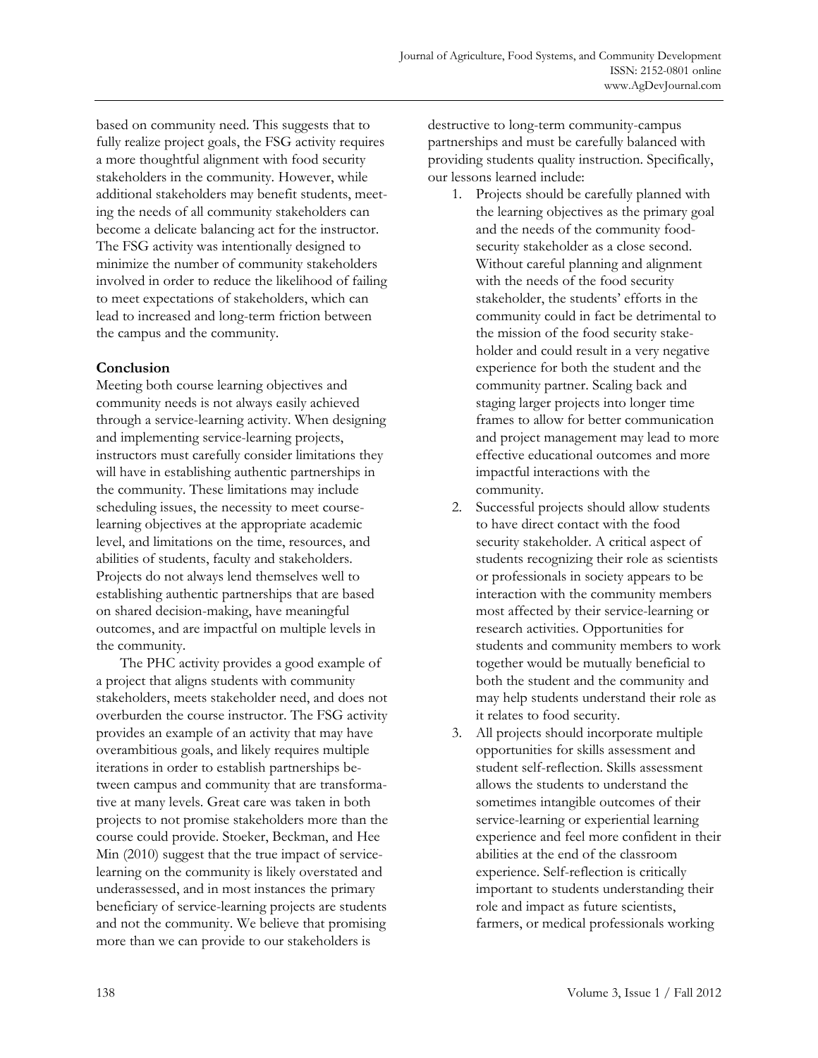based on community need. This suggests that to fully realize project goals, the FSG activity requires a more thoughtful alignment with food security stakeholders in the community. However, while additional stakeholders may benefit students, meeting the needs of all community stakeholders can become a delicate balancing act for the instructor. The FSG activity was intentionally designed to minimize the number of community stakeholders involved in order to reduce the likelihood of failing to meet expectations of stakeholders, which can lead to increased and long-term friction between the campus and the community.

**Conclusion**

Meeting both course learning objectives and community needs is not always easily achieved through a service-learning activity. When designing and implementing service-learning projects, instructors must carefully consider limitations they will have in establishing authentic partnerships in the community. These limitations may include scheduling issues, the necessity to meet course-learning objectives at the appropriate academic level, and limitations on the time, resources, and abilities of students, faculty and stakeholders. Projects do not always lend themselves well to establishing authentic partnerships that are based on shared decision-making, have meaningful outcomes, and are impactful on multiple levels in the community.

The PHC activity provides a good example of a project that aligns students with community stakeholders, meets stakeholder need, and does not overburden the course instructor. The FSG activity provides an example of an activity that may have overambitious goals, and likely requires multiple iterations in order to establish partnerships between campus and community that are transformative at many levels. Great care was taken in both projects to not promise stakeholders more than the course could provide. Stoeker, Beckman, and Hee Min (2010) suggest that the true impact of service-learning on the community is likely overstated and underassessed, and in most instances the primary beneficiary of service-learning projects are students and not the community. We believe that promising more than we can provide to our stakeholders is destructive to long-term community-campus partnerships and must be carefully balanced with providing students quality instruction. Specifically, our lessons learned include:

1. Projects should be carefully planned with the learning objectives as the primary goal and the needs of the community food-security stakeholder as a close second. Without careful planning and alignment with the needs of the food security stakeholder, the students' efforts in the community could in fact be detrimental to the mission of the food security stakeholder and could result in a very negative experience for both the student and the community partner. Scaling back and staging larger projects into longer time frames to allow for better communication and project management may lead to more effective educational outcomes and more impactful interactions with the community.
2. Successful projects should allow students to have direct contact with the food security stakeholder. A critical aspect of students recognizing their role as scientists or professionals in society appears to be interaction with the community members most affected by their service-learning or research activities. Opportunities for students and community members to work together would be mutually beneficial to both the student and the community and may help students understand their role as it relates to food security.
3. All projects should incorporate multiple opportunities for skills assessment and student self-reflection. Skills assessment allows the students to understand the sometimes intangible outcomes of their service-learning or experiential learning experience and feel more confident in their abilities at the end of the classroom experience. Self-reflection is critically important to students understanding their role and impact as future scientists, farmers, or medical professionals working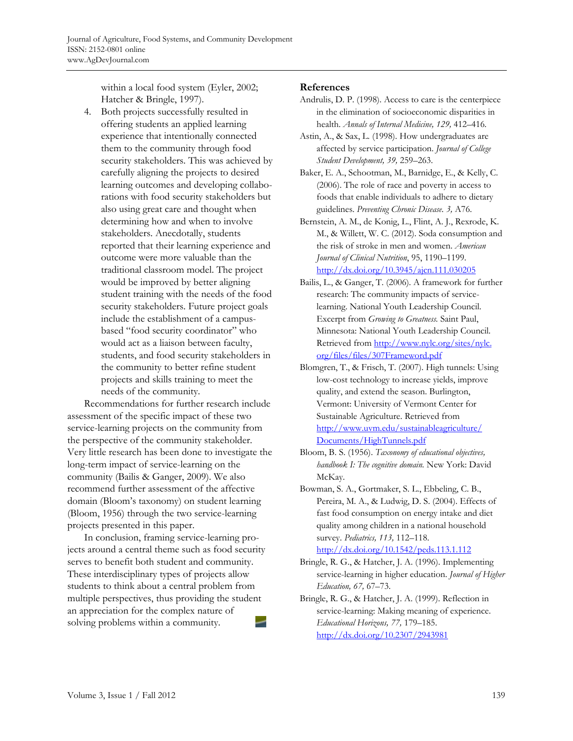within a local food system (Eyler, 2002; Hatcher & Bringle, 1997).

4. Both projects successfully resulted in offering students an applied learning experience that intentionally connected them to the community through food security stakeholders. This was achieved by carefully aligning the projects to desired learning outcomes and developing collaborations with food security stakeholders but also using great care and thought when determining how and when to involve stakeholders. Anecdotally, students reported that their learning experience and outcome were more valuable than the traditional classroom model. The project would be improved by better aligning student training with the needs of the food security stakeholders. Future project goals include the establishment of a campus-based "food security coordinator" who would act as a liaison between faculty, students, and food security stakeholders in the community to better refine student projects and skills training to meet the needs of the community.

Recommendations for further research include assessment of the specific impact of these two service-learning projects on the community from the perspective of the community stakeholder. Very little research has been done to investigate the long-term impact of service-learning on the community (Bailis & Ganger, 2009). We also recommend further assessment of the affective domain (Bloom's taxonomy) on student learning (Bloom, 1956) through the two service-learning projects presented in this paper.

In conclusion, framing service-learning projects around a central theme such as food security serves to benefit both student and community. These interdisciplinary types of projects allow students to think about a central problem from multiple perspectives, thus providing the student an appreciation for the complex nature of solving problems within a community.

## References

Andrulis, D. P. (1998). Access to care is the centerpiece in the elimination of socioeconomic disparities in health. *Annals of Internal Medicine, 129,* 412–416.

Astin, A., & Sax, L. (1998). How undergraduates are affected by service participation. *Journal of College Student Development, 39,* 259–263.

Baker, E. A., Schootman, M., Barnidge, E., & Kelly, C. (2006). The role of race and poverty in access to foods that enable individuals to adhere to dietary guidelines. *Preventing Chronic Disease. 3,* A76.

Bernstein, A. M., de Konig, L., Flint, A. J., Rexrode, K. M., & Willett, W. C. (2012). Soda consumption and the risk of stroke in men and women. *American Journal of Clinical Nutrition*, 95, 1190–1199. http://dx.doi.org/10.3945/ajcn.111.030205

Bailis, L., & Ganger, T. (2006). A framework for further research: The community impacts of service-learning. National Youth Leadership Council. Excerpt from *Growing to Greatness.* Saint Paul, Minnesota: National Youth Leadership Council. Retrieved from http://www.nylc.org/sites/nylc.org/files/files/307Framework.pdf

Blomgren, T., & Frisch, T. (2007). High tunnels: Using low-cost technology to increase yields, improve quality, and extend the season. Burlington, Vermont: University of Vermont Center for Sustainable Agriculture. Retrieved from http://www.uvm.edu/sustainableagriculture/Documents/HighTunnels.pdf

Bloom, B. S. (1956). *Taxonomy of educational objectives, handbook I: The cognitive domain.* New York: David McKay.

Bowman, S. A., Gortmaker, S. L., Ebbeling, C. B., Pereira, M. A., & Ludwig, D. S. (2004). Effects of fast food consumption on energy intake and diet quality among children in a national household survey. *Pediatrics, 113,* 112–118. http://dx.doi.org/10.1542/peds.113.1.112

Bringle, R. G., & Hatcher, J. A. (1996). Implementing service-learning in higher education. *Journal of Higher Education, 67,* 67–73.

Bringle, R. G., & Hatcher, J. A. (1999). Reflection in service-learning: Making meaning of experience. *Educational Horizons, 77,* 179–185. http://dx.doi.org/10.2307/2943981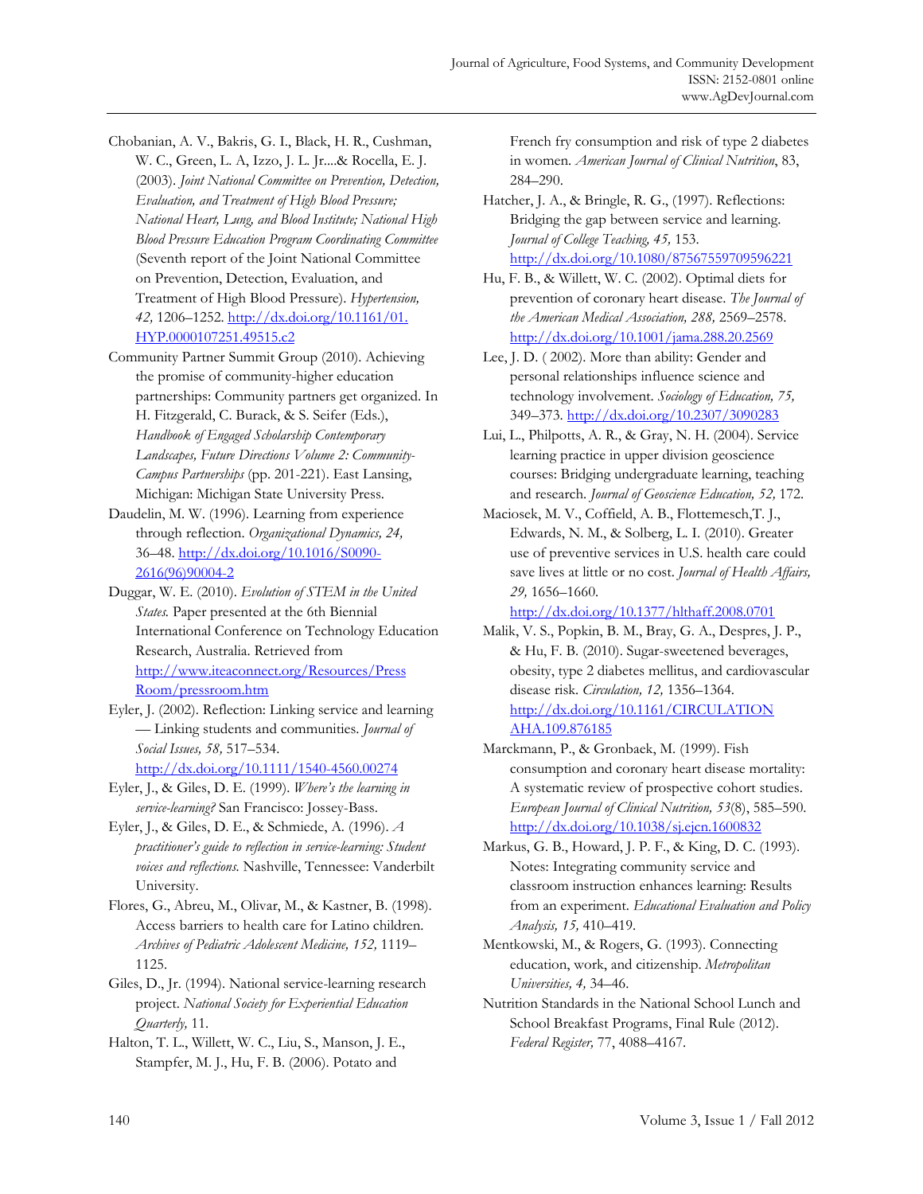Chobanian, A. V., Bakris, G. I., Black, H. R., Cushman, W. C., Green, L. A, Izzo, J. L. Jr....& Rocella, E. J. (2003). *Joint National Committee on Prevention, Detection, Evaluation, and Treatment of High Blood Pressure; National Heart, Lung, and Blood Institute; National High Blood Pressure Education Program Coordinating Committee* (Seventh report of the Joint National Committee on Prevention, Detection, Evaluation, and Treatment of High Blood Pressure). *Hypertension, 42,* 1206–1252. http://dx.doi.org/10.1161/01.HYP.0000107251.49515.c2

Community Partner Summit Group (2010). Achieving the promise of community-higher education partnerships: Community partners get organized. In H. Fitzgerald, C. Burack, & S. Seifer (Eds.), *Handbook of Engaged Scholarship Contemporary Landscapes, Future Directions Volume 2: Community-Campus Partnerships* (pp. 201-221). East Lansing, Michigan: Michigan State University Press.

Daudelin, M. W. (1996). Learning from experience through reflection. *Organizational Dynamics, 24,* 36–48. http://dx.doi.org/10.1016/S0090-2616(96)90004-2

Duggar, W. E. (2010). *Evolution of STEM in the United States.* Paper presented at the 6th Biennial International Conference on Technology Education Research, Australia. Retrieved from http://www.iteaconnect.org/Resources/PressRoom/pressroom.htm

Eyler, J. (2002). Reflection: Linking service and learning — Linking students and communities. *Journal of Social Issues, 58,* 517–534. http://dx.doi.org/10.1111/1540-4560.00274

Eyler, J., & Giles, D. E. (1999). *Where's the learning in service-learning?* San Francisco: Jossey-Bass.

Eyler, J., & Giles, D. E., & Schmiede, A. (1996). *A practitioner's guide to reflection in service-learning: Student voices and reflections.* Nashville, Tennessee: Vanderbilt University.

Flores, G., Abreu, M., Olivar, M., & Kastner, B. (1998). Access barriers to health care for Latino children. *Archives of Pediatric Adolescent Medicine, 152,* 1119–1125.

Giles, D., Jr. (1994). National service-learning research project. *National Society for Experiential Education Quarterly,* 11.

Halton, T. L., Willett, W. C., Liu, S., Manson, J. E., Stampfer, M. J., Hu, F. B. (2006). Potato and French fry consumption and risk of type 2 diabetes in women. *American Journal of Clinical Nutrition*, 83, 284–290.

Hatcher, J. A., & Bringle, R. G., (1997). Reflections: Bridging the gap between service and learning. *Journal of College Teaching, 45,* 153. http://dx.doi.org/10.1080/87567559709596221

Hu, F. B., & Willett, W. C. (2002). Optimal diets for prevention of coronary heart disease. *The Journal of the American Medical Association, 288,* 2569–2578. http://dx.doi.org/10.1001/jama.288.20.2569

Lee, J. D. ( 2002). More than ability: Gender and personal relationships influence science and technology involvement. *Sociology of Education, 75,* 349–373. http://dx.doi.org/10.2307/3090283

Lui, L., Philpotts, A. R., & Gray, N. H. (2004). Service learning practice in upper division geoscience courses: Bridging undergraduate learning, teaching and research. *Journal of Geoscience Education, 52,* 172.

Maciosek, M. V., Coffield, A. B., Flottemesch,T. J., Edwards, N. M., & Solberg, L. I. (2010). Greater use of preventive services in U.S. health care could save lives at little or no cost. *Journal of Health Affairs, 29,* 1656–1660. http://dx.doi.org/10.1377/hlthaff.2008.0701

Malik, V. S., Popkin, B. M., Bray, G. A., Despres, J. P., & Hu, F. B. (2010). Sugar-sweetened beverages, obesity, type 2 diabetes mellitus, and cardiovascular disease risk. *Circulation, 12,* 1356–1364. http://dx.doi.org/10.1161/CIRCULATIONAHA.109.876185

Marckmann, P., & Gronbaek, M. (1999). Fish consumption and coronary heart disease mortality: A systematic review of prospective cohort studies. *European Journal of Clinical Nutrition, 53*(8), 585–590. http://dx.doi.org/10.1038/sj.ejcn.1600832

Markus, G. B., Howard, J. P. F., & King, D. C. (1993). Notes: Integrating community service and classroom instruction enhances learning: Results from an experiment. *Educational Evaluation and Policy Analysis, 15,* 410–419.

Mentkowski, M., & Rogers, G. (1993). Connecting education, work, and citizenship. *Metropolitan Universities, 4,* 34–46.

Nutrition Standards in the National School Lunch and School Breakfast Programs, Final Rule (2012). *Federal Register,* 77, 4088–4167.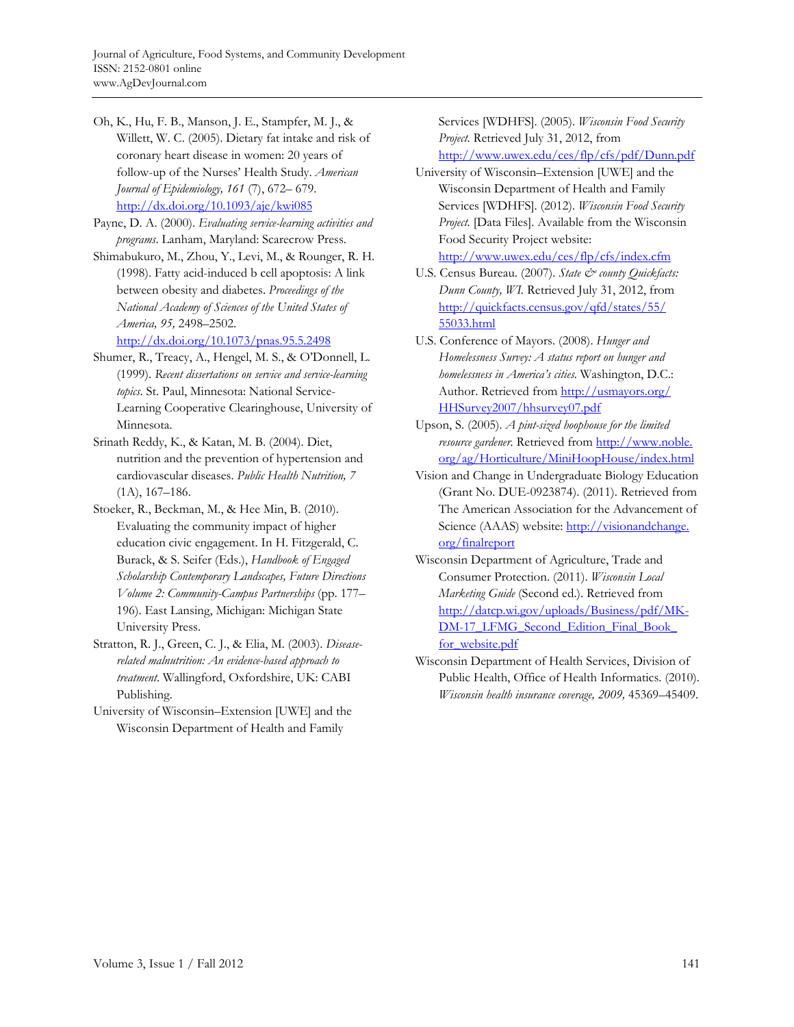Oh, K., Hu, F. B., Manson, J. E., Stampfer, M. J., & Willett, W. C. (2005). Dietary fat intake and risk of coronary heart disease in women: 20 years of follow-up of the Nurses' Health Study. *American Journal of Epidemiology, 161* (7), 672– 679. http://dx.doi.org/10.1093/aje/kwi085

Payne, D. A. (2000). *Evaluating service-learning activities and programs*. Lanham, Maryland: Scarecrow Press.

Shimabukuro, M., Zhou, Y., Levi, M., & Rounger, R. H. (1998). Fatty acid-induced b cell apoptosis: A link between obesity and diabetes. *Proceedings of the National Academy of Sciences of the United States of America, 95,* 2498–2502. http://dx.doi.org/10.1073/pnas.95.5.2498

Shumer, R., Treacy, A., Hengel, M. S., & O'Donnell, L. (1999). *Recent dissertations on service and service-learning topics*. St. Paul, Minnesota: National Service-Learning Cooperative Clearinghouse, University of Minnesota.

Srinath Reddy, K., & Katan, M. B. (2004). Diet, nutrition and the prevention of hypertension and cardiovascular diseases. *Public Health Nutrition, 7* (1A), 167–186.

Stoeker, R., Beckman, M., & Hee Min, B. (2010). Evaluating the community impact of higher education civic engagement. In H. Fitzgerald, C. Burack, & S. Seifer (Eds.), *Handbook of Engaged Scholarship Contemporary Landscapes, Future Directions Volume 2: Community-Campus Partnerships* (pp. 177–196). East Lansing, Michigan: Michigan State University Press.

Stratton, R. J., Green, C. J., & Elia, M. (2003). *Disease-related malnutrition: An evidence-based approach to treatment*. Wallingford, Oxfordshire, UK: CABI Publishing.

University of Wisconsin–Extension [UWE] and the Wisconsin Department of Health and Family Services [WDHFS]. (2005). *Wisconsin Food Security Project*. Retrieved July 31, 2012, from http://www.uwex.edu/ces/flp/cfs/pdf/Dunn.pdf

University of Wisconsin–Extension [UWE] and the Wisconsin Department of Health and Family Services [WDHFS]. (2012). *Wisconsin Food Security Project*. [Data Files]. Available from the Wisconsin Food Security Project website: http://www.uwex.edu/ces/flp/cfs/index.cfm

U.S. Census Bureau. (2007). *State & county Quickfacts: Dunn County, WI*. Retrieved July 31, 2012, from http://quickfacts.census.gov/qfd/states/55/55033.html

U.S. Conference of Mayors. (2008). *Hunger and Homelessness Survey: A status report on hunger and homelessness in America's cities*. Washington, D.C.: Author. Retrieved from http://usmayors.org/HHSurvey2007/hhsurvey07.pdf

Upson, S. (2005). *A pint-sized hoophouse for the limited resource gardener*. Retrieved from http://www.noble.org/ag/Horticulture/MiniHoopHouse/index.html

Vision and Change in Undergraduate Biology Education (Grant No. DUE-0923874). (2011). Retrieved from The American Association for the Advancement of Science (AAAS) website: http://visionandchange.org/finalreport

Wisconsin Department of Agriculture, Trade and Consumer Protection. (2011). *Wisconsin Local Marketing Guide* (Second ed.). Retrieved from http://datcp.wi.gov/uploads/Business/pdf/MK-DM-17_LFMG_Second_Edition_Final_Book_for_website.pdf

Wisconsin Department of Health Services, Division of Public Health, Office of Health Informatics. (2010). *Wisconsin health insurance coverage, 2009,* 45369–45409.